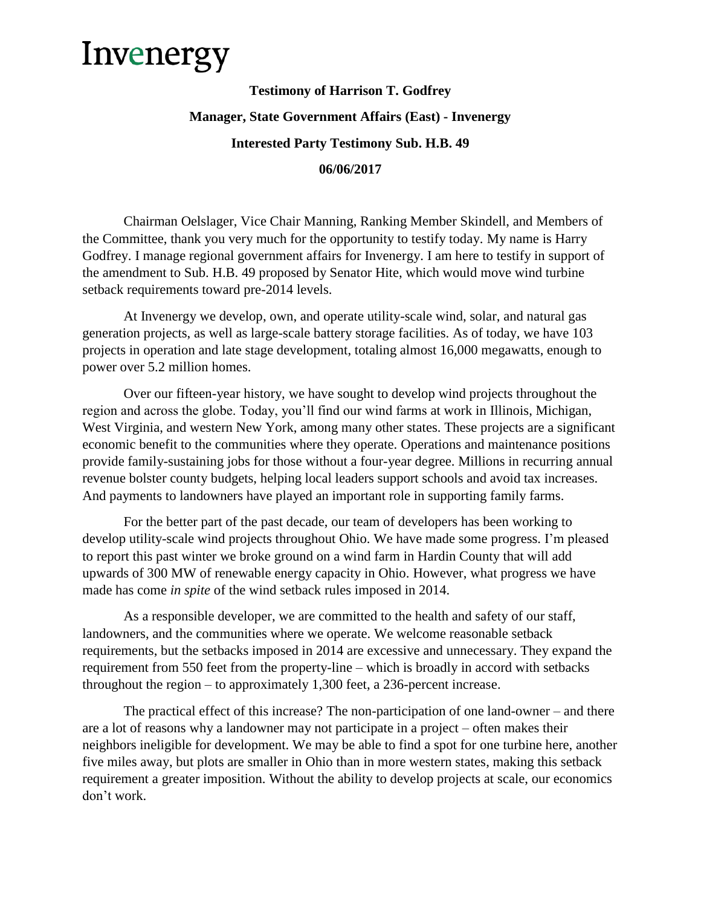# Invenergy

**Testimony of Harrison T. Godfrey**

**Manager, State Government Affairs (East) - Invenergy**

**Interested Party Testimony Sub. H.B. 49**

**06/06/2017**

Chairman Oelslager, Vice Chair Manning, Ranking Member Skindell, and Members of the Committee, thank you very much for the opportunity to testify today. My name is Harry Godfrey. I manage regional government affairs for Invenergy. I am here to testify in support of the amendment to Sub. H.B. 49 proposed by Senator Hite, which would move wind turbine setback requirements toward pre-2014 levels.

At Invenergy we develop, own, and operate utility-scale wind, solar, and natural gas generation projects, as well as large-scale battery storage facilities. As of today, we have 103 projects in operation and late stage development, totaling almost 16,000 megawatts, enough to power over 5.2 million homes.

Over our fifteen-year history, we have sought to develop wind projects throughout the region and across the globe. Today, you'll find our wind farms at work in Illinois, Michigan, West Virginia, and western New York, among many other states. These projects are a significant economic benefit to the communities where they operate. Operations and maintenance positions provide family-sustaining jobs for those without a four-year degree. Millions in recurring annual revenue bolster county budgets, helping local leaders support schools and avoid tax increases. And payments to landowners have played an important role in supporting family farms.

For the better part of the past decade, our team of developers has been working to develop utility-scale wind projects throughout Ohio. We have made some progress. I'm pleased to report this past winter we broke ground on a wind farm in Hardin County that will add upwards of 300 MW of renewable energy capacity in Ohio. However, what progress we have made has come *in spite* of the wind setback rules imposed in 2014.

As a responsible developer, we are committed to the health and safety of our staff, landowners, and the communities where we operate. We welcome reasonable setback requirements, but the setbacks imposed in 2014 are excessive and unnecessary. They expand the requirement from 550 feet from the property-line – which is broadly in accord with setbacks throughout the region – to approximately 1,300 feet, a 236-percent increase.

The practical effect of this increase? The non-participation of one land-owner – and there are a lot of reasons why a landowner may not participate in a project – often makes their neighbors ineligible for development. We may be able to find a spot for one turbine here, another five miles away, but plots are smaller in Ohio than in more western states, making this setback requirement a greater imposition. Without the ability to develop projects at scale, our economics don't work.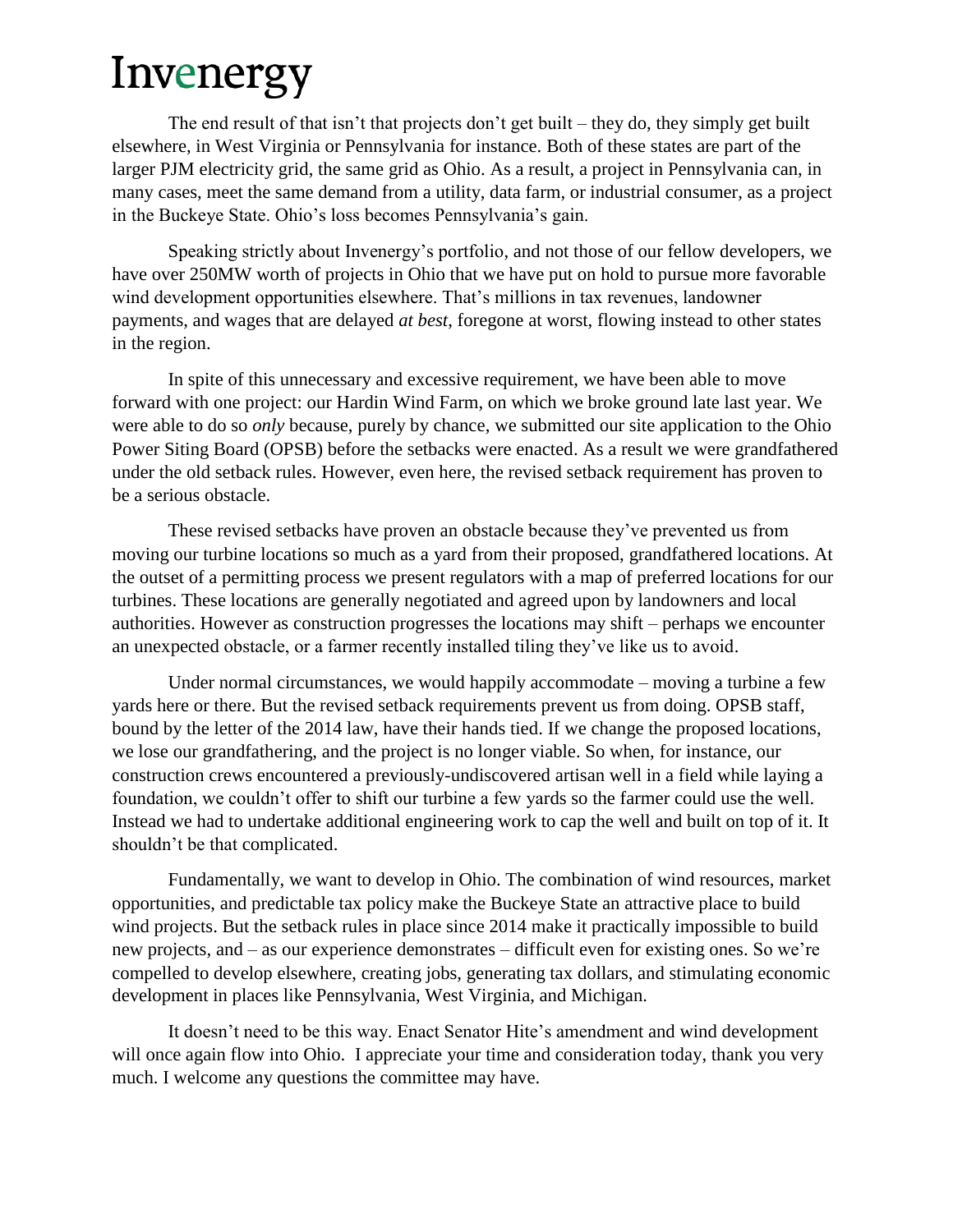The end result of that isn't that projects don't get built – they do, they simply get built elsewhere, in West Virginia or Pennsylvania for instance. Both of these states are part of the larger PJM electricity grid, the same grid as Ohio. As a result, a project in Pennsylvania can, in many cases, meet the same demand from a utility, data farm, or industrial consumer, as a project in the Buckeye State. Ohio's loss becomes Pennsylvania's gain.

Speaking strictly about Invenergy's portfolio, and not those of our fellow developers, we have over 250MW worth of projects in Ohio that we have put on hold to pursue more favorable wind development opportunities elsewhere. That's millions in tax revenues, landowner payments, and wages that are delayed *at best*, foregone at worst, flowing instead to other states in the region.

In spite of this unnecessary and excessive requirement, we have been able to move forward with one project: our Hardin Wind Farm, on which we broke ground late last year. We were able to do so *only* because, purely by chance, we submitted our site application to the Ohio Power Siting Board (OPSB) before the setbacks were enacted. As a result we were grandfathered under the old setback rules. However, even here, the revised setback requirement has proven to be a serious obstacle.

These revised setbacks have proven an obstacle because they've prevented us from moving our turbine locations so much as a yard from their proposed, grandfathered locations. At the outset of a permitting process we present regulators with a map of preferred locations for our turbines. These locations are generally negotiated and agreed upon by landowners and local authorities. However as construction progresses the locations may shift – perhaps we encounter an unexpected obstacle, or a farmer recently installed tiling they've like us to avoid.

Under normal circumstances, we would happily accommodate – moving a turbine a few yards here or there. But the revised setback requirements prevent us from doing. OPSB staff, bound by the letter of the 2014 law, have their hands tied. If we change the proposed locations, we lose our grandfathering, and the project is no longer viable. So when, for instance, our construction crews encountered a previously-undiscovered artisan well in a field while laying a foundation, we couldn't offer to shift our turbine a few yards so the farmer could use the well. Instead we had to undertake additional engineering work to cap the well and built on top of it. It shouldn't be that complicated.

Fundamentally, we want to develop in Ohio. The combination of wind resources, market opportunities, and predictable tax policy make the Buckeye State an attractive place to build wind projects. But the setback rules in place since 2014 make it practically impossible to build new projects, and – as our experience demonstrates – difficult even for existing ones. So we're compelled to develop elsewhere, creating jobs, generating tax dollars, and stimulating economic development in places like Pennsylvania, West Virginia, and Michigan.

It doesn't need to be this way. Enact Senator Hite's amendment and wind development will once again flow into Ohio. I appreciate your time and consideration today, thank you very much. I welcome any questions the committee may have.